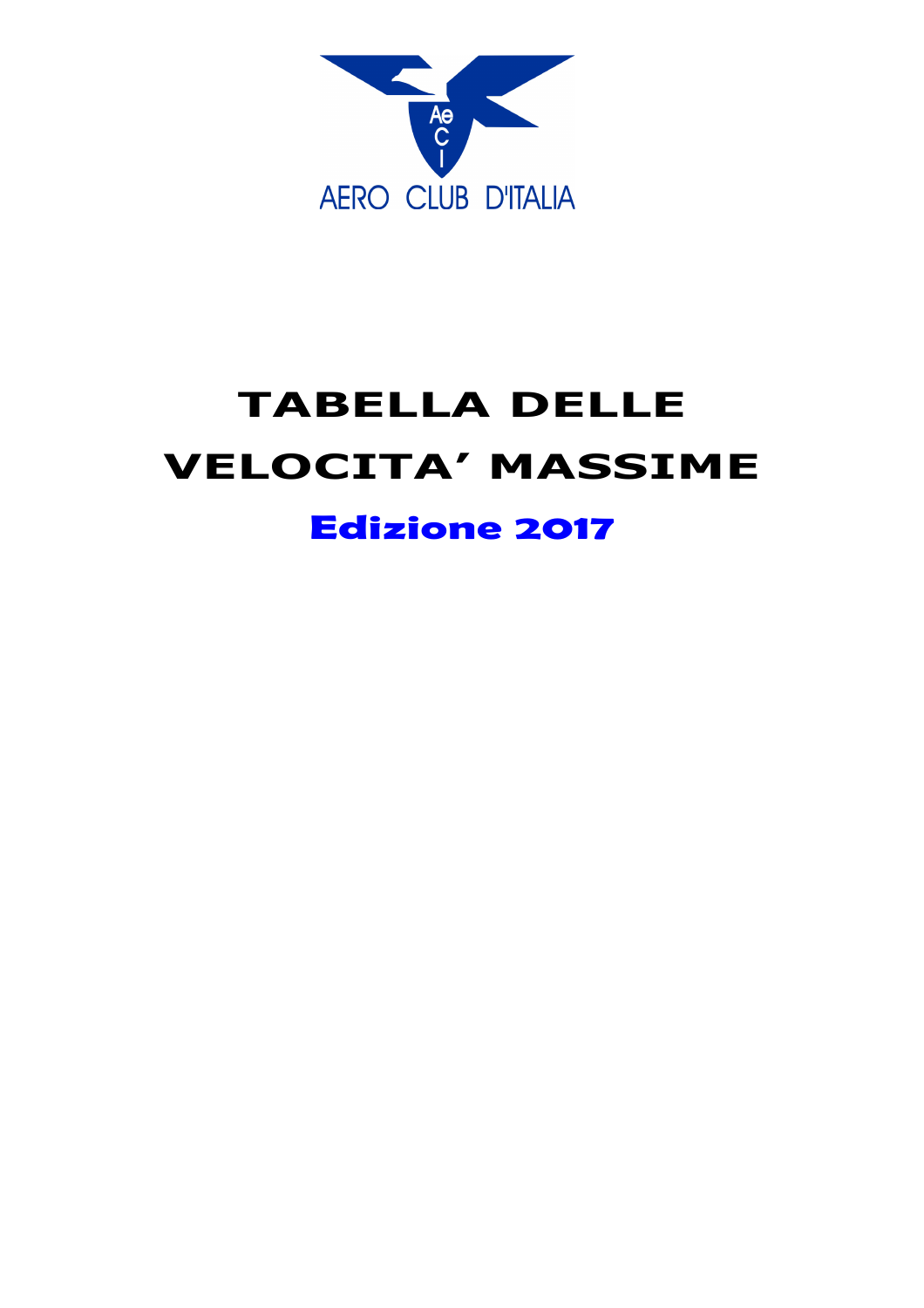AERO CLUB D'ITALIA

# TABELLA DELLE VELOCITA' MASSIME

## Edizione 2017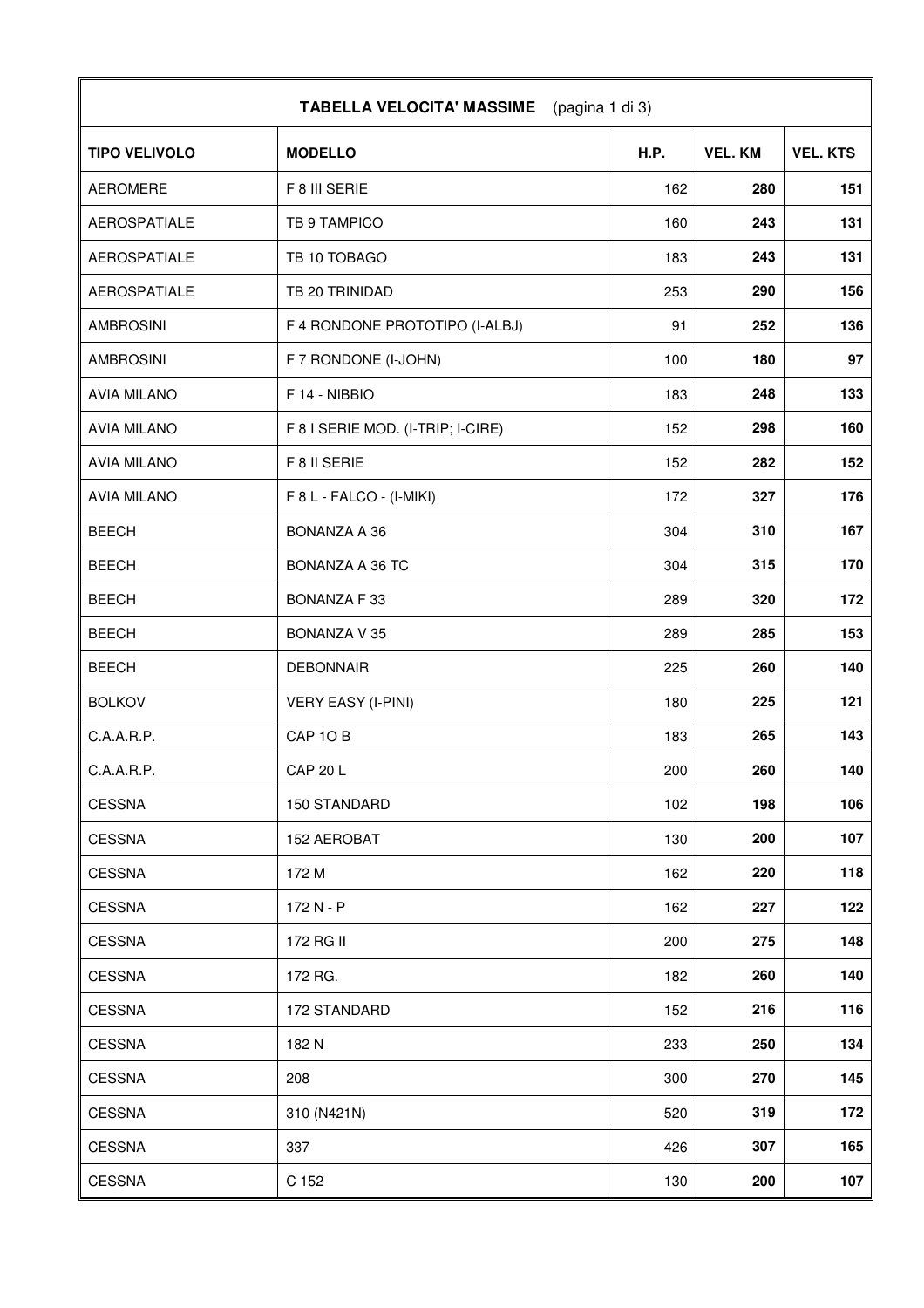| **TABELLA VELOCITA' MASSIME** (pagina 1 di 3) | | | | |
|---|---|---|---|---|
| **TIPO VELIVOLO** | **MODELLO** | **H.P.** | **VEL. KM** | **VEL. KTS** |
| AEROMERE | F 8 III SERIE | 162 | **280** | **151** |
| AEROSPATIALE | TB 9 TAMPICO | 160 | **243** | **131** |
| AEROSPATIALE | TB 10 TOBAGO | 183 | **243** | **131** |
| AEROSPATIALE | TB 20 TRINIDAD | 253 | **290** | **156** |
| AMBROSINI | F 4 RONDONE PROTOTIPO (I-ALBJ) | 91 | **252** | **136** |
| AMBROSINI | F 7 RONDONE (I-JOHN) | 100 | **180** | **97** |
| AVIA MILANO | F 14 - NIBBIO | 183 | **248** | **133** |
| AVIA MILANO | F 8 I SERIE MOD. (I-TRIP; I-CIRE) | 152 | **298** | **160** |
| AVIA MILANO | F 8 II SERIE | 152 | **282** | **152** |
| AVIA MILANO | F 8 L - FALCO - (I-MIKI) | 172 | **327** | **176** |
| BEECH | BONANZA A 36 | 304 | **310** | **167** |
| BEECH | BONANZA A 36 TC | 304 | **315** | **170** |
| BEECH | BONANZA F 33 | 289 | **320** | **172** |
| BEECH | BONANZA V 35 | 289 | **285** | **153** |
| BEECH | DEBONNAIR | 225 | **260** | **140** |
| BOLKOV | VERY EASY (I-PINI) | 180 | **225** | **121** |
| C.A.A.R.P. | CAP 1O B | 183 | **265** | **143** |
| C.A.A.R.P. | CAP 20 L | 200 | **260** | **140** |
| CESSNA | 150 STANDARD | 102 | **198** | **106** |
| CESSNA | 152 AEROBAT | 130 | **200** | **107** |
| CESSNA | 172 M | 162 | **220** | **118** |
| CESSNA | 172 N - P | 162 | **227** | **122** |
| CESSNA | 172 RG II | 200 | **275** | **148** |
| CESSNA | 172 RG. | 182 | **260** | **140** |
| CESSNA | 172 STANDARD | 152 | **216** | **116** |
| CESSNA | 182 N | 233 | **250** | **134** |
| CESSNA | 208 | 300 | **270** | **145** |
| CESSNA | 310 (N421N) | 520 | **319** | **172** |
| CESSNA | 337 | 426 | **307** | **165** |
| CESSNA | C 152 | 130 | **200** | **107** |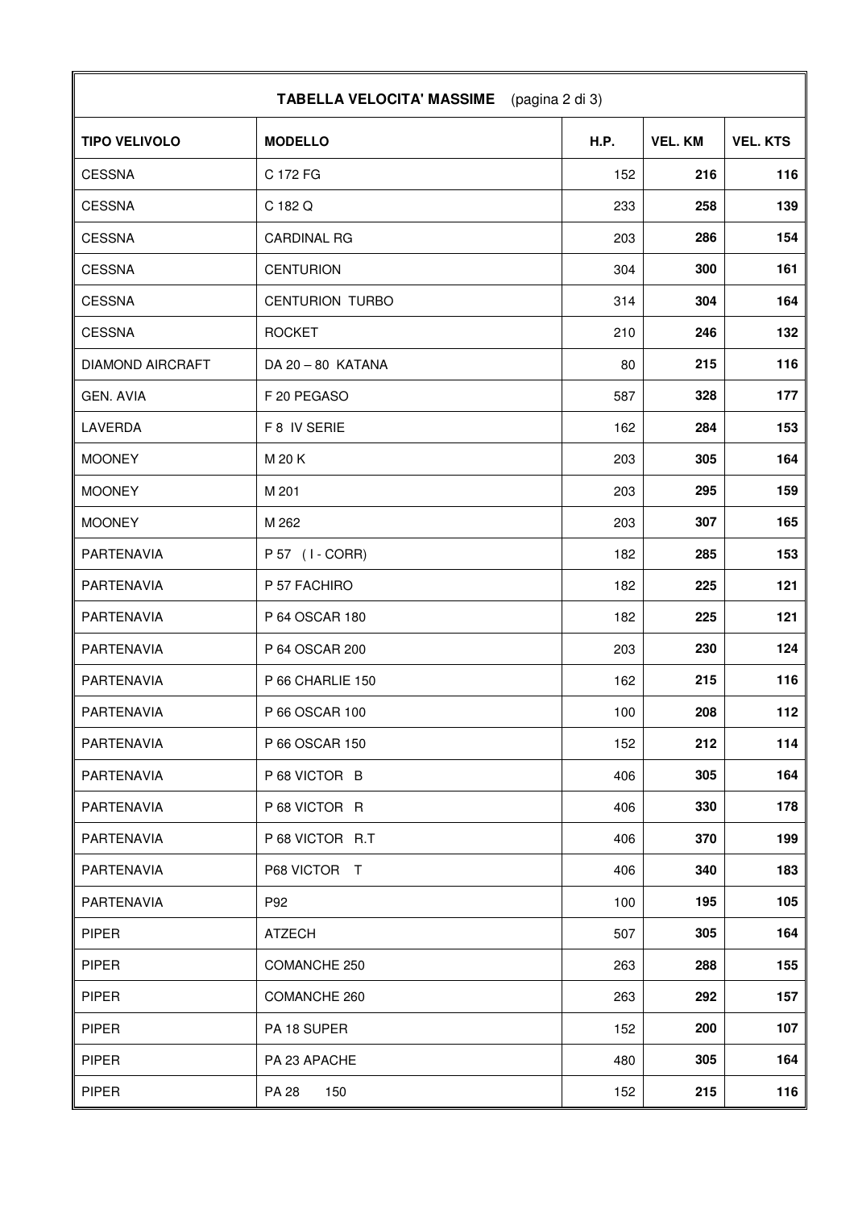**TABELLA VELOCITA' MASSIME** (pagina 2 di 3)

| TIPO VELIVOLO | MODELLO | H.P. | VEL. KM | VEL. KTS |
|---|---|---|---|---|
| CESSNA | C 172 FG | 152 | **216** | **116** |
| CESSNA | C 182 Q | 233 | **258** | **139** |
| CESSNA | CARDINAL RG | 203 | **286** | **154** |
| CESSNA | CENTURION | 304 | **300** | **161** |
| CESSNA | CENTURION TURBO | 314 | **304** | **164** |
| CESSNA | ROCKET | 210 | **246** | **132** |
| DIAMOND AIRCRAFT | DA 20 – 80 KATANA | 80 | **215** | **116** |
| GEN. AVIA | F 20 PEGASO | 587 | **328** | **177** |
| LAVERDA | F 8 IV SERIE | 162 | **284** | **153** |
| MOONEY | M 20 K | 203 | **305** | **164** |
| MOONEY | M 201 | 203 | **295** | **159** |
| MOONEY | M 262 | 203 | **307** | **165** |
| PARTENAVIA | P 57 ( I - CORR) | 182 | **285** | **153** |
| PARTENAVIA | P 57 FACHIRO | 182 | **225** | **121** |
| PARTENAVIA | P 64 OSCAR 180 | 182 | **225** | **121** |
| PARTENAVIA | P 64 OSCAR 200 | 203 | **230** | **124** |
| PARTENAVIA | P 66 CHARLIE 150 | 162 | **215** | **116** |
| PARTENAVIA | P 66 OSCAR 100 | 100 | **208** | **112** |
| PARTENAVIA | P 66 OSCAR 150 | 152 | **212** | **114** |
| PARTENAVIA | P 68 VICTOR B | 406 | **305** | **164** |
| PARTENAVIA | P 68 VICTOR R | 406 | **330** | **178** |
| PARTENAVIA | P 68 VICTOR R.T | 406 | **370** | **199** |
| PARTENAVIA | P68 VICTOR T | 406 | **340** | **183** |
| PARTENAVIA | P92 | 100 | **195** | **105** |
| PIPER | ATZECH | 507 | **305** | **164** |
| PIPER | COMANCHE 250 | 263 | **288** | **155** |
| PIPER | COMANCHE 260 | 263 | **292** | **157** |
| PIPER | PA 18 SUPER | 152 | **200** | **107** |
| PIPER | PA 23 APACHE | 480 | **305** | **164** |
| PIPER | PA 28 150 | 152 | **215** | **116** |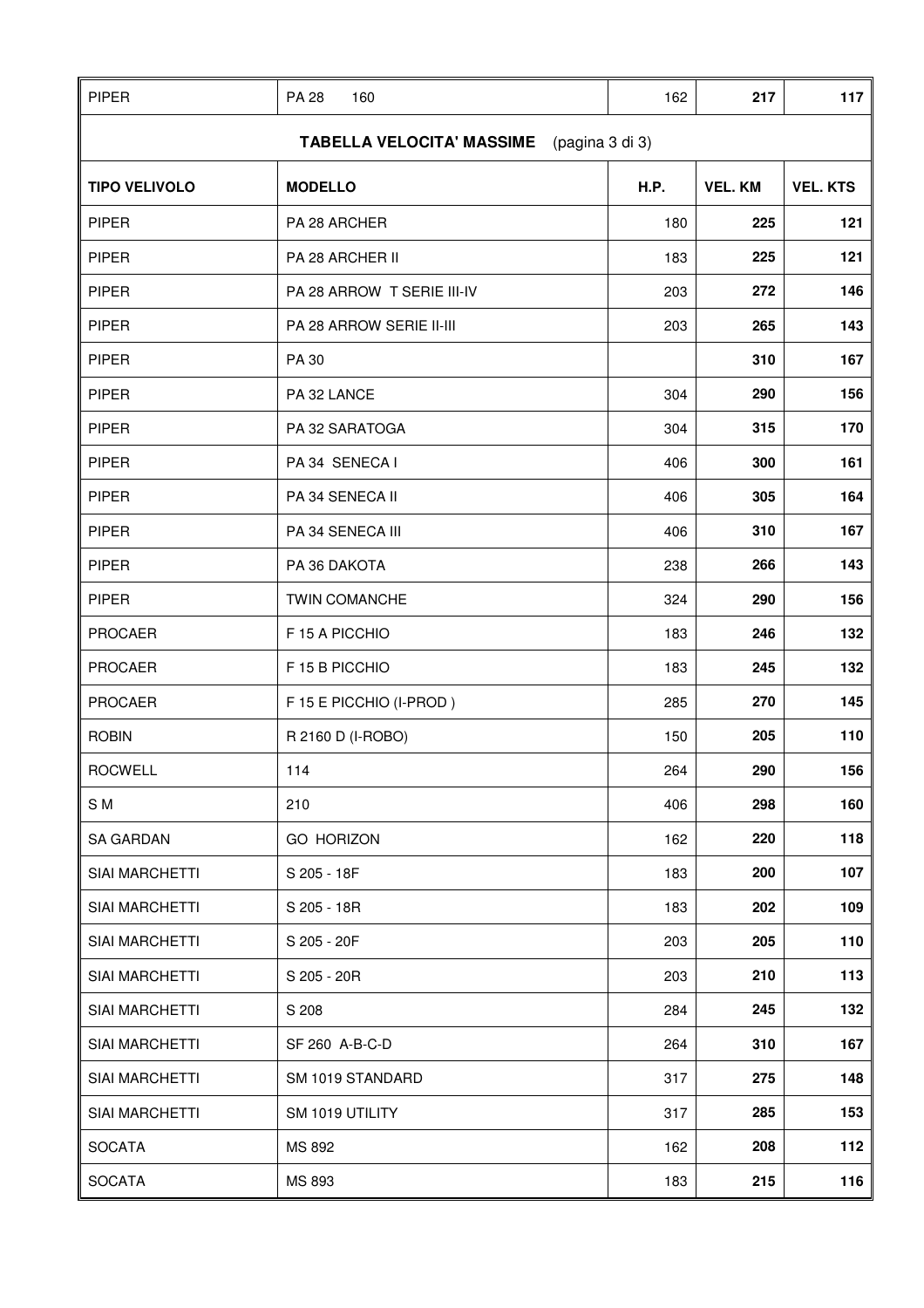| PIPER | PA 28 160 | 162 | **217** | **117** |
|---|---|---|---|---|

**TABELLA VELOCITA' MASSIME** (pagina 3 di 3)

| **TIPO VELIVOLO** | **MODELLO** | **H.P.** | **VEL. KM** | **VEL. KTS** |
|---|---|---|---|---|
| PIPER | PA 28 ARCHER | 180 | **225** | **121** |
| PIPER | PA 28 ARCHER II | 183 | **225** | **121** |
| PIPER | PA 28 ARROW T SERIE III-IV | 203 | **272** | **146** |
| PIPER | PA 28 ARROW SERIE II-III | 203 | **265** | **143** |
| PIPER | PA 30 | | **310** | **167** |
| PIPER | PA 32 LANCE | 304 | **290** | **156** |
| PIPER | PA 32 SARATOGA | 304 | **315** | **170** |
| PIPER | PA 34 SENECA I | 406 | **300** | **161** |
| PIPER | PA 34 SENECA II | 406 | **305** | **164** |
| PIPER | PA 34 SENECA III | 406 | **310** | **167** |
| PIPER | PA 36 DAKOTA | 238 | **266** | **143** |
| PIPER | TWIN COMANCHE | 324 | **290** | **156** |
| PROCAER | F 15 A PICCHIO | 183 | **246** | **132** |
| PROCAER | F 15 B PICCHIO | 183 | **245** | **132** |
| PROCAER | F 15 E PICCHIO (I-PROD ) | 285 | **270** | **145** |
| ROBIN | R 2160 D (I-ROBO) | 150 | **205** | **110** |
| ROCWELL | 114 | 264 | **290** | **156** |
| S M | 210 | 406 | **298** | **160** |
| SA GARDAN | GO HORIZON | 162 | **220** | **118** |
| SIAI MARCHETTI | S 205 - 18F | 183 | **200** | **107** |
| SIAI MARCHETTI | S 205 - 18R | 183 | **202** | **109** |
| SIAI MARCHETTI | S 205 - 20F | 203 | **205** | **110** |
| SIAI MARCHETTI | S 205 - 20R | 203 | **210** | **113** |
| SIAI MARCHETTI | S 208 | 284 | **245** | **132** |
| SIAI MARCHETTI | SF 260 A-B-C-D | 264 | **310** | **167** |
| SIAI MARCHETTI | SM 1019 STANDARD | 317 | **275** | **148** |
| SIAI MARCHETTI | SM 1019 UTILITY | 317 | **285** | **153** |
| SOCATA | MS 892 | 162 | **208** | **112** |
| SOCATA | MS 893 | 183 | **215** | **116** |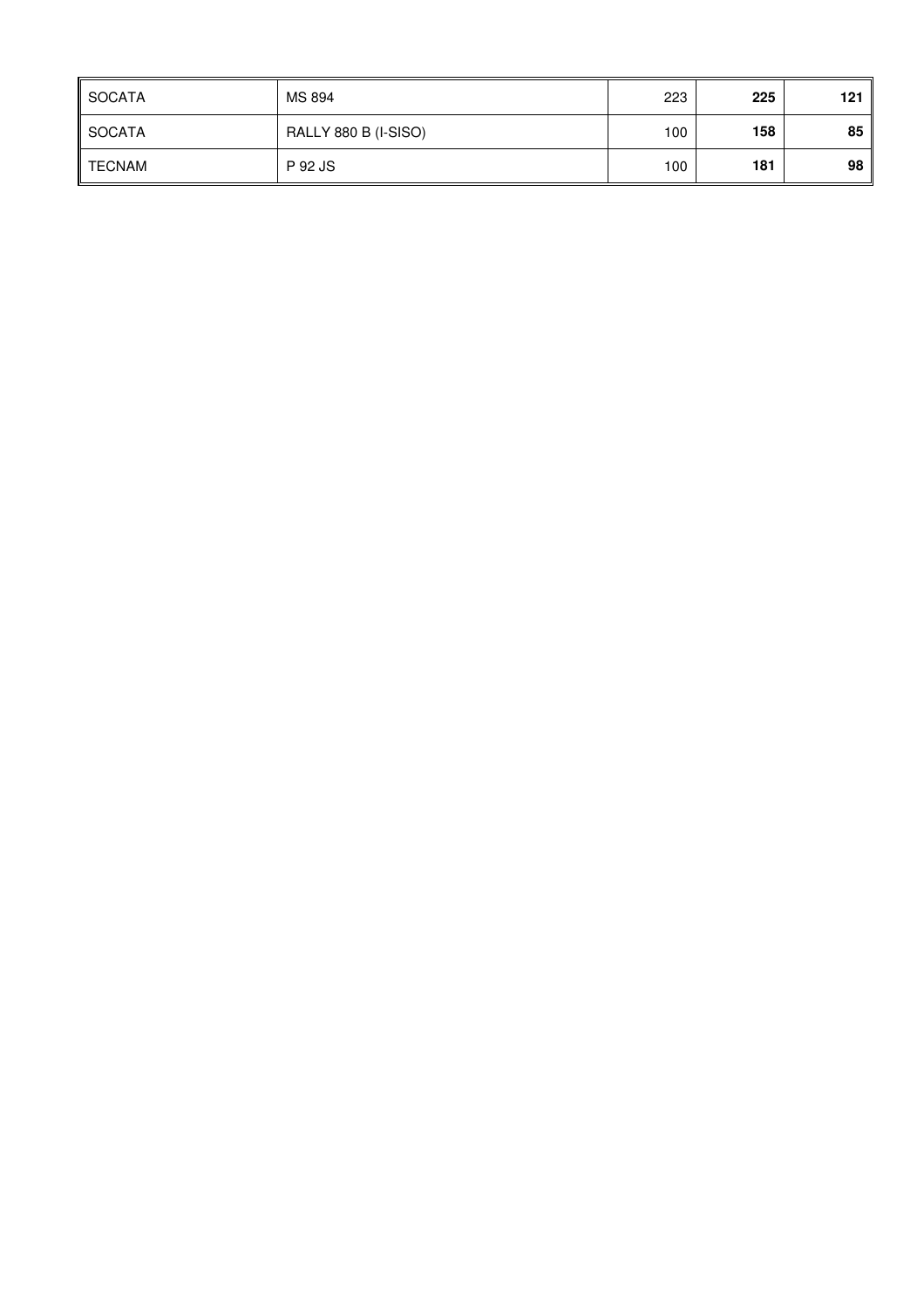| | | | | |
|---|---|---|---|---|
| SOCATA | MS 894 | 223 | **225** | **121** |
| SOCATA | RALLY 880 B (I-SISO) | 100 | **158** | **85** |
| TECNAM | P 92 JS | 100 | **181** | **98** |